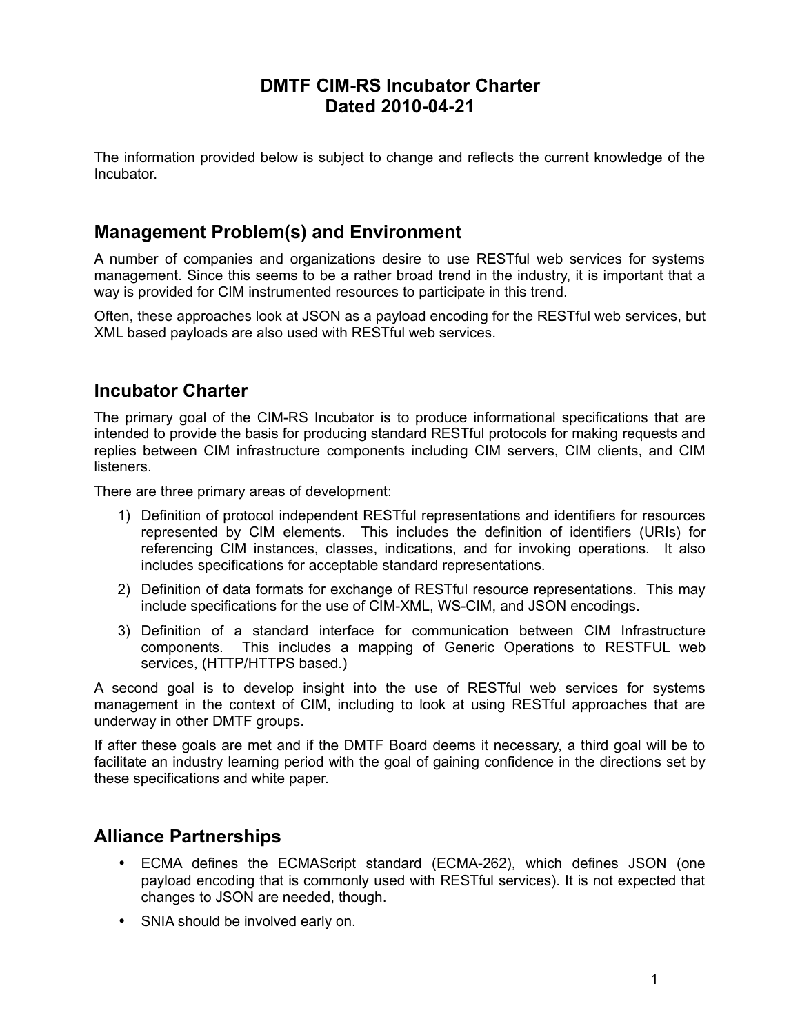# DMTF CIM-RS Incubator Charter
# Dated 2010-04-21

The information provided below is subject to change and reflects the current knowledge of the Incubator.

## Management Problem(s) and Environment

A number of companies and organizations desire to use RESTful web services for systems management. Since this seems to be a rather broad trend in the industry, it is important that a way is provided for CIM instrumented resources to participate in this trend.

Often, these approaches look at JSON as a payload encoding for the RESTful web services, but XML based payloads are also used with RESTful web services.

## Incubator Charter

The primary goal of the CIM-RS Incubator is to produce informational specifications that are intended to provide the basis for producing standard RESTful protocols for making requests and replies between CIM infrastructure components including CIM servers, CIM clients, and CIM listeners.

There are three primary areas of development:

1) Definition of protocol independent RESTful representations and identifiers for resources represented by CIM elements. This includes the definition of identifiers (URIs) for referencing CIM instances, classes, indications, and for invoking operations. It also includes specifications for acceptable standard representations.
2) Definition of data formats for exchange of RESTful resource representations. This may include specifications for the use of CIM-XML, WS-CIM, and JSON encodings.
3) Definition of a standard interface for communication between CIM Infrastructure components. This includes a mapping of Generic Operations to RESTFUL web services, (HTTP/HTTPS based.)

A second goal is to develop insight into the use of RESTful web services for systems management in the context of CIM, including to look at using RESTful approaches that are underway in other DMTF groups.

If after these goals are met and if the DMTF Board deems it necessary, a third goal will be to facilitate an industry learning period with the goal of gaining confidence in the directions set by these specifications and white paper.

## Alliance Partnerships

- ECMA defines the ECMAScript standard (ECMA-262), which defines JSON (one payload encoding that is commonly used with RESTful services). It is not expected that changes to JSON are needed, though.
- SNIA should be involved early on.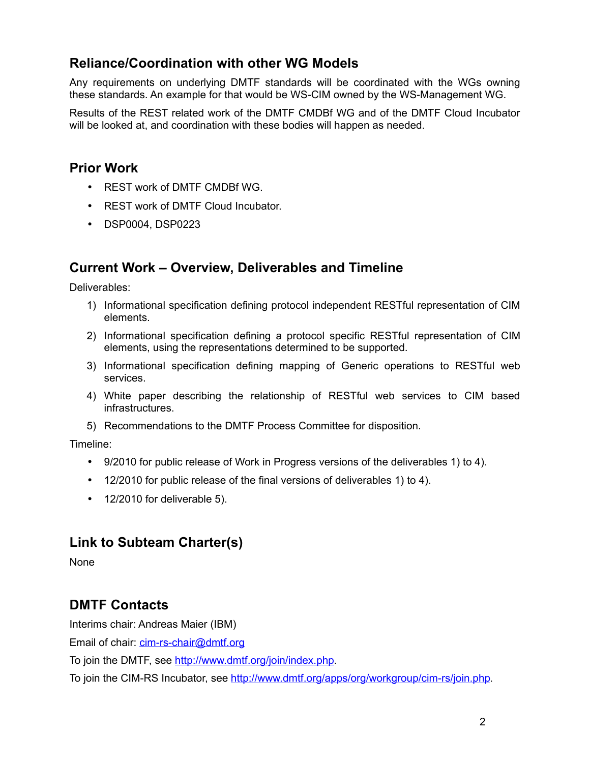## Reliance/Coordination with other WG Models

Any requirements on underlying DMTF standards will be coordinated with the WGs owning these standards. An example for that would be WS-CIM owned by the WS-Management WG.

Results of the REST related work of the DMTF CMDBf WG and of the DMTF Cloud Incubator will be looked at, and coordination with these bodies will happen as needed.

## Prior Work

- REST work of DMTF CMDBf WG.
- REST work of DMTF Cloud Incubator.
- DSP0004, DSP0223

## Current Work – Overview, Deliverables and Timeline

Deliverables:

1) Informational specification defining protocol independent RESTful representation of CIM elements.
2) Informational specification defining a protocol specific RESTful representation of CIM elements, using the representations determined to be supported.
3) Informational specification defining mapping of Generic operations to RESTful web services.
4) White paper describing the relationship of RESTful web services to CIM based infrastructures.
5) Recommendations to the DMTF Process Committee for disposition.

Timeline:

- 9/2010 for public release of Work in Progress versions of the deliverables 1) to 4).
- 12/2010 for public release of the final versions of deliverables 1) to 4).
- 12/2010 for deliverable 5).

## Link to Subteam Charter(s)

None

## DMTF Contacts

Interims chair: Andreas Maier (IBM)

Email of chair: [cim-rs-chair@dmtf.org](mailto:cim-rs-chair@dmtf.org)

To join the DMTF, see [http://www.dmtf.org/join/index.php](http://www.dmtf.org/join/index.php).

To join the CIM-RS Incubator, see [http://www.dmtf.org/apps/org/workgroup/cim-rs/join.php](http://www.dmtf.org/apps/org/workgroup/cim-rs/join.php).